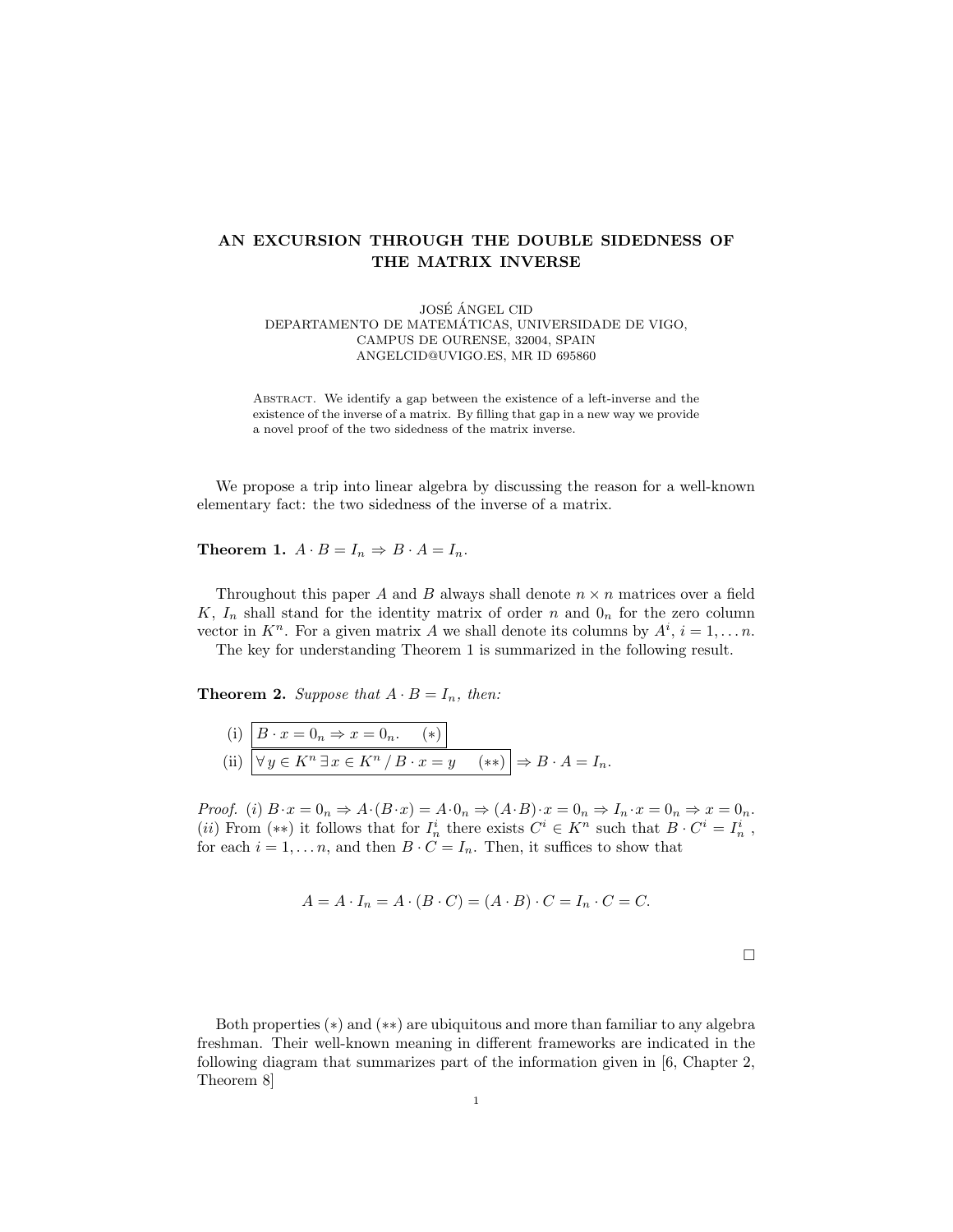# AN EXCURSION THROUGH THE DOUBLE SIDEDNESS OF THE MATRIX INVERSE

JOSÉ ÁNGEL CID
DEPARTAMENTO DE MATEMÁTICAS, UNIVERSIDADE DE VIGO,
CAMPUS DE OURENSE, 32004, SPAIN
ANGELCID@UVIGO.ES, MR ID 695860

Abstract. We identify a gap between the existence of a left-inverse and the existence of the inverse of a matrix. By filling that gap in a new way we provide a novel proof of the two sidedness of the matrix inverse.

We propose a trip into linear algebra by discussing the reason for a well-known elementary fact: the two sidedness of the inverse of a matrix.

**Theorem 1.** $A \cdot B = I_n \Rightarrow B \cdot A = I_n$.

Throughout this paper $A$ and $B$ always shall denote $n \times n$ matrices over a field $K$, $I_n$ shall stand for the identity matrix of order $n$ and $0_n$ for the zero column vector in $K^n$. For a given matrix $A$ we shall denote its columns by $A^i$, $i = 1, \ldots n$.

The key for understanding Theorem 1 is summarized in the following result.

**Theorem 2.** *Suppose that $A \cdot B = I_n$, then:*

(i) $\boxed{B \cdot x = 0_n \Rightarrow x = 0_n. \quad (*)}$

(ii) $\boxed{\forall\, y \in K^n \;\exists\, x \in K^n \,/\, B \cdot x = y \quad (**)} \Rightarrow B \cdot A = I_n$.

*Proof.* (*i*) $B \cdot x = 0_n \Rightarrow A \cdot (B \cdot x) = A \cdot 0_n \Rightarrow (A \cdot B) \cdot x = 0_n \Rightarrow I_n \cdot x = 0_n \Rightarrow x = 0_n$.
(*ii*) From $(**)$ it follows that for $I_n^i$ there exists $C^i \in K^n$ such that $B \cdot C^i = I_n^i$, for each $i = 1, \ldots n$, and then $B \cdot C = I_n$. Then, it suffices to show that

$$A = A \cdot I_n = A \cdot (B \cdot C) = (A \cdot B) \cdot C = I_n \cdot C = C.$$

□

Both properties $(*)$ and $(**)$ are ubiquitous and more than familiar to any algebra freshman. Their well-known meaning in different frameworks are indicated in the following diagram that summarizes part of the information given in [6, Chapter 2, Theorem 8]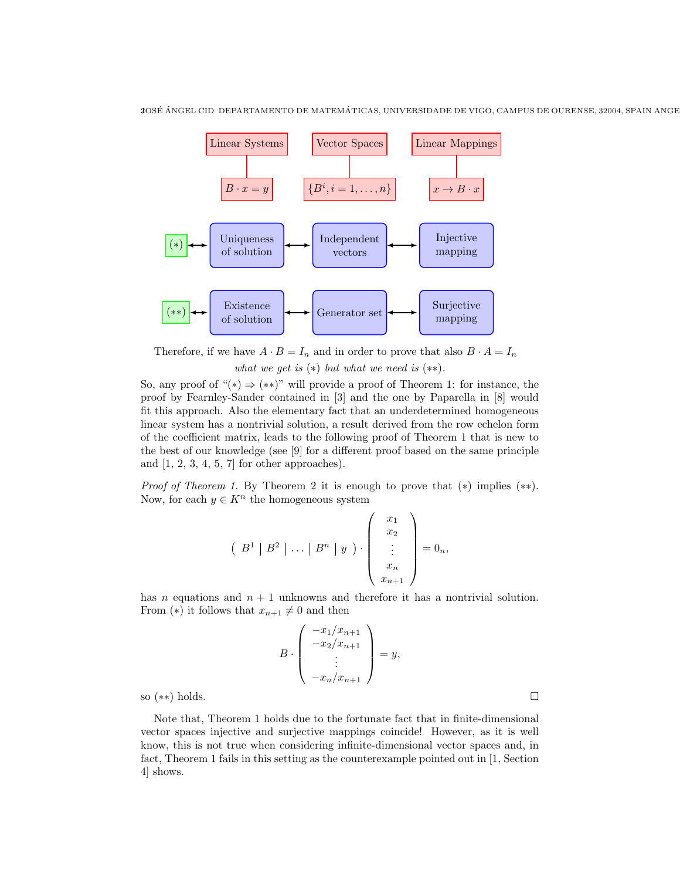| Linear Systems | Vector Spaces | Linear Mappings |
|---|---|---|
| $B \cdot x = y$ | $\{B^i, i = 1, \dots, n\}$ | $x \to B \cdot x$ |

| | | | |
|---|---|---|---|
| $(*)$ $\longleftrightarrow$ | Uniqueness of solution $\longleftrightarrow$ | Independent vectors $\longleftrightarrow$ | Injective mapping |
| $(**)$ $\longleftrightarrow$ | Existence of solution $\longleftrightarrow$ | Generator set $\longleftrightarrow$ | Surjective mapping |

Therefore, if we have $A \cdot B = I_n$ and in order to prove that also $B \cdot A = I_n$

*what we get is* $(*)$ *but what we need is* $(**)$.

So, any proof of "$(*) \Rightarrow (**)$" will provide a proof of Theorem 1: for instance, the proof by Fearnley-Sander contained in [3] and the one by Paparella in [8] would fit this approach. Also the elementary fact that an underdetermined homogeneous linear system has a nontrivial solution, a result derived from the row echelon form of the coefficient matrix, leads to the following proof of Theorem 1 that is new to the best of our knowledge (see [9] for a different proof based on the same principle and [1, 2, 3, 4, 5, 7] for other approaches).

*Proof of Theorem 1.* By Theorem 2 it is enough to prove that $(*)$ implies $(**)$. Now, for each $y \in K^n$ the homogeneous system

$$\left( \begin{array}{c|c|c|c|c} B^1 & B^2 & \dots & B^n & y \end{array} \right) \cdot \begin{pmatrix} x_1 \\ x_2 \\ \vdots \\ x_n \\ x_{n+1} \end{pmatrix} = 0_n,$$

has $n$ equations and $n+1$ unknowns and therefore it has a nontrivial solution. From $(*)$ it follows that $x_{n+1} \neq 0$ and then

$$B \cdot \begin{pmatrix} -x_1/x_{n+1} \\ -x_2/x_{n+1} \\ \vdots \\ -x_n/x_{n+1} \end{pmatrix} = y,$$

so $(**)$ holds. □

Note that, Theorem 1 holds due to the fortunate fact that in finite-dimensional vector spaces injective and surjective mappings coincide! However, as it is well know, this is not true when considering infinite-dimensional vector spaces and, in fact, Theorem 1 fails in this setting as the counterexample pointed out in [1, Section 4] shows.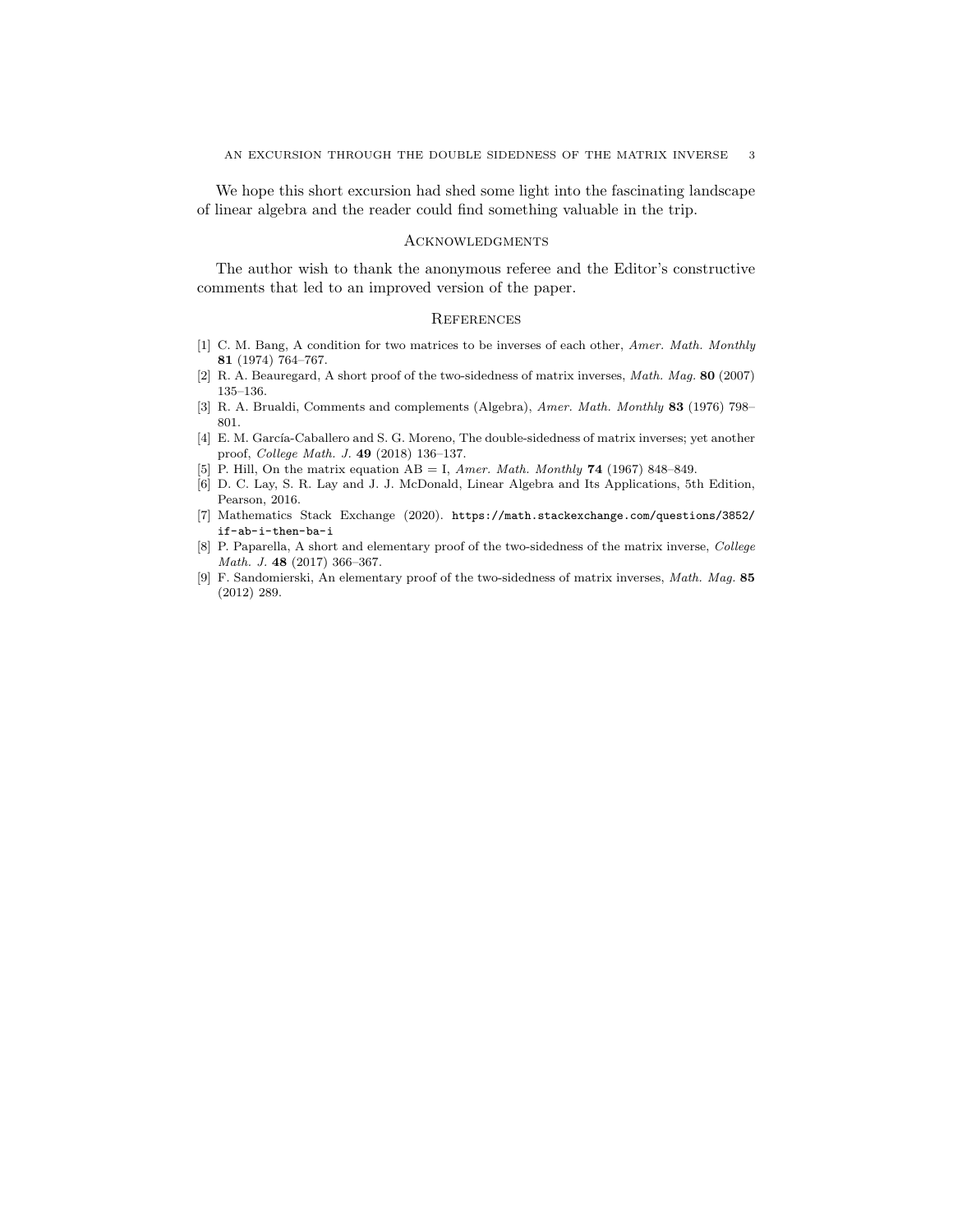We hope this short excursion had shed some light into the fascinating landscape of linear algebra and the reader could find something valuable in the trip.

## Acknowledgments

The author wish to thank the anonymous referee and the Editor's constructive comments that led to an improved version of the paper.

## References

[1] C. M. Bang, A condition for two matrices to be inverses of each other, *Amer. Math. Monthly* **81** (1974) 764–767.

[2] R. A. Beauregard, A short proof of the two-sidedness of matrix inverses, *Math. Mag.* **80** (2007) 135–136.

[3] R. A. Brualdi, Comments and complements (Algebra), *Amer. Math. Monthly* **83** (1976) 798–801.

[4] E. M. García-Caballero and S. G. Moreno, The double-sidedness of matrix inverses; yet another proof, *College Math. J.* **49** (2018) 136–137.

[5] P. Hill, On the matrix equation AB = I, *Amer. Math. Monthly* **74** (1967) 848–849.

[6] D. C. Lay, S. R. Lay and J. J. McDonald, Linear Algebra and Its Applications, 5th Edition, Pearson, 2016.

[7] Mathematics Stack Exchange (2020). `https://math.stackexchange.com/questions/3852/if-ab-i-then-ba-i`

[8] P. Paparella, A short and elementary proof of the two-sidedness of the matrix inverse, *College Math. J.* **48** (2017) 366–367.

[9] F. Sandomierski, An elementary proof of the two-sidedness of matrix inverses, *Math. Mag.* **85** (2012) 289.